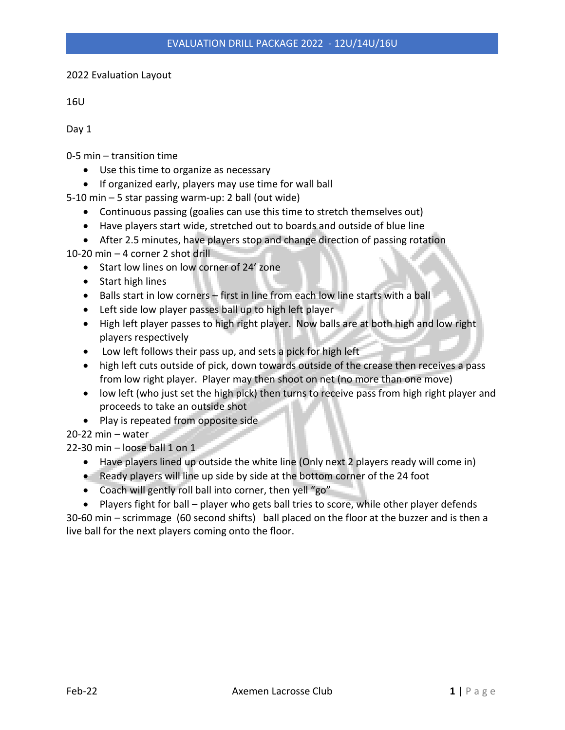2022 Evaluation Layout

16U

Day 1

0-5 min – transition time

- Use this time to organize as necessary
- If organized early, players may use time for wall ball

5-10 min – 5 star passing warm-up: 2 ball (out wide)

- Continuous passing (goalies can use this time to stretch themselves out)
- Have players start wide, stretched out to boards and outside of blue line
- After 2.5 minutes, have players stop and change direction of passing rotation

10-20 min – 4 corner 2 shot drill

- Start low lines on low corner of 24' zone
- Start high lines
- Balls start in low corners – first in line from each low line starts with a ball
- Left side low player passes ball up to high left player
- High left player passes to high right player. Now balls are at both high and low right players respectively
- Low left follows their pass up, and sets a pick for high left
- high left cuts outside of pick, down towards outside of the crease then receives a pass from low right player. Player may then shoot on net (no more than one move)
- low left (who just set the high pick) then turns to receive pass from high right player and proceeds to take an outside shot
- Play is repeated from opposite side

20-22 min – water

22-30 min – loose ball 1 on 1

- Have players lined up outside the white line (Only next 2 players ready will come in)
- Ready players will line up side by side at the bottom corner of the 24 foot
- Coach will gently roll ball into corner, then yell "go"
- Players fight for ball – player who gets ball tries to score, while other player defends

30-60 min – scrimmage (60 second shifts) ball placed on the floor at the buzzer and is then a live ball for the next players coming onto the floor.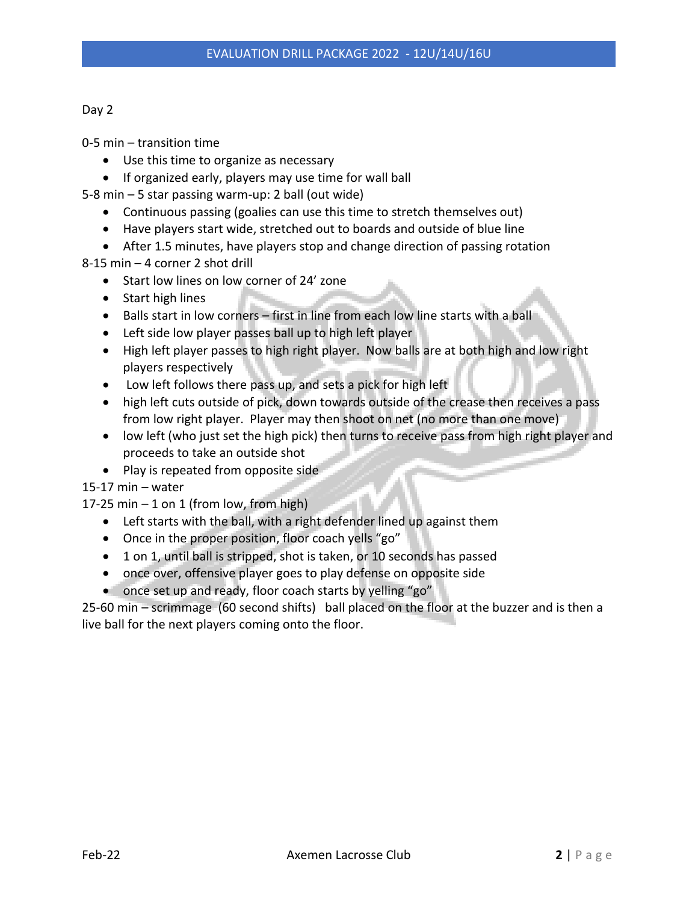Day 2

0-5 min – transition time

- Use this time to organize as necessary
- If organized early, players may use time for wall ball

5-8 min – 5 star passing warm-up: 2 ball (out wide)

- Continuous passing (goalies can use this time to stretch themselves out)
- Have players start wide, stretched out to boards and outside of blue line
- After 1.5 minutes, have players stop and change direction of passing rotation

8-15 min – 4 corner 2 shot drill

- Start low lines on low corner of 24' zone
- Start high lines
- Balls start in low corners – first in line from each low line starts with a ball
- Left side low player passes ball up to high left player
- High left player passes to high right player. Now balls are at both high and low right players respectively
- Low left follows there pass up, and sets a pick for high left
- high left cuts outside of pick, down towards outside of the crease then receives a pass from low right player. Player may then shoot on net (no more than one move)
- low left (who just set the high pick) then turns to receive pass from high right player and proceeds to take an outside shot
- Play is repeated from opposite side

15-17 min – water

17-25 min – 1 on 1 (from low, from high)

- Left starts with the ball, with a right defender lined up against them
- Once in the proper position, floor coach yells "go"
- 1 on 1, until ball is stripped, shot is taken, or 10 seconds has passed
- once over, offensive player goes to play defense on opposite side
- once set up and ready, floor coach starts by yelling "go"

25-60 min – scrimmage (60 second shifts) ball placed on the floor at the buzzer and is then a live ball for the next players coming onto the floor.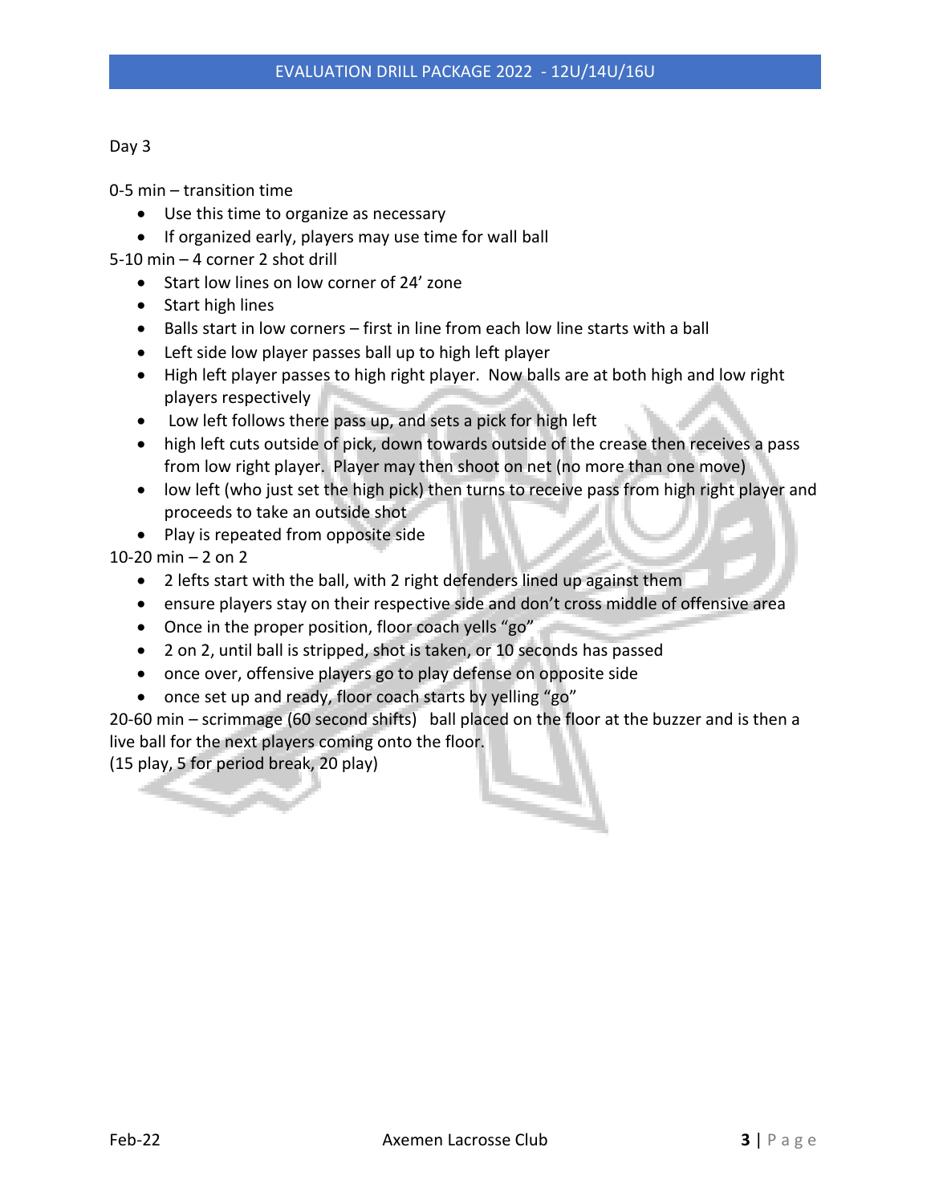Day 3

0-5 min – transition time

- Use this time to organize as necessary
- If organized early, players may use time for wall ball

5-10 min – 4 corner 2 shot drill

- Start low lines on low corner of 24' zone
- Start high lines
- Balls start in low corners – first in line from each low line starts with a ball
- Left side low player passes ball up to high left player
- High left player passes to high right player. Now balls are at both high and low right players respectively
- Low left follows there pass up, and sets a pick for high left
- high left cuts outside of pick, down towards outside of the crease then receives a pass from low right player. Player may then shoot on net (no more than one move)
- low left (who just set the high pick) then turns to receive pass from high right player and proceeds to take an outside shot
- Play is repeated from opposite side

10-20 min – 2 on 2

- 2 lefts start with the ball, with 2 right defenders lined up against them
- ensure players stay on their respective side and don't cross middle of offensive area
- Once in the proper position, floor coach yells "go"
- 2 on 2, until ball is stripped, shot is taken, or 10 seconds has passed
- once over, offensive players go to play defense on opposite side
- once set up and ready, floor coach starts by yelling "go"

20-60 min – scrimmage (60 second shifts) ball placed on the floor at the buzzer and is then a live ball for the next players coming onto the floor.
(15 play, 5 for period break, 20 play)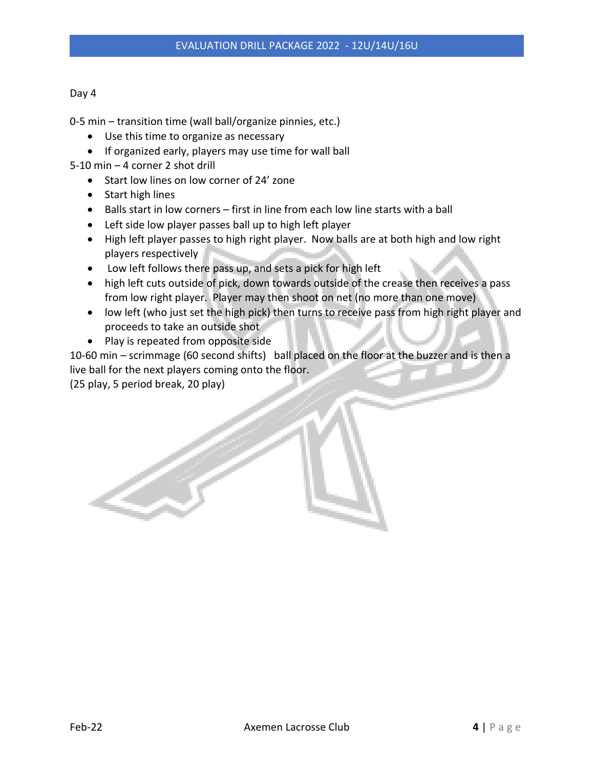Day 4

0-5 min – transition time (wall ball/organize pinnies, etc.)

- Use this time to organize as necessary
- If organized early, players may use time for wall ball

5-10 min – 4 corner 2 shot drill

- Start low lines on low corner of 24' zone
- Start high lines
- Balls start in low corners – first in line from each low line starts with a ball
- Left side low player passes ball up to high left player
- High left player passes to high right player. Now balls are at both high and low right players respectively
- Low left follows there pass up, and sets a pick for high left
- high left cuts outside of pick, down towards outside of the crease then receives a pass from low right player. Player may then shoot on net (no more than one move)
- low left (who just set the high pick) then turns to receive pass from high right player and proceeds to take an outside shot
- Play is repeated from opposite side

10-60 min – scrimmage (60 second shifts) ball placed on the floor at the buzzer and is then a live ball for the next players coming onto the floor.
(25 play, 5 period break, 20 play)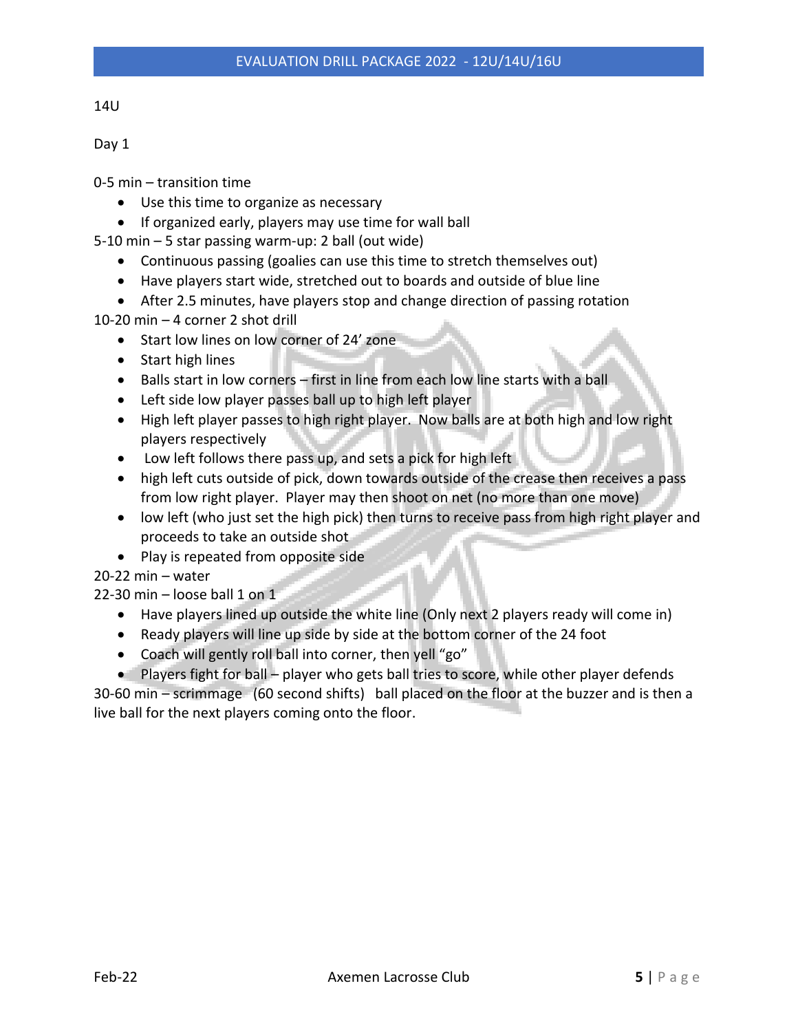14U

Day 1

0-5 min – transition time

- Use this time to organize as necessary
- If organized early, players may use time for wall ball

5-10 min – 5 star passing warm-up: 2 ball (out wide)

- Continuous passing (goalies can use this time to stretch themselves out)
- Have players start wide, stretched out to boards and outside of blue line
- After 2.5 minutes, have players stop and change direction of passing rotation

10-20 min – 4 corner 2 shot drill

- Start low lines on low corner of 24' zone
- Start high lines
- Balls start in low corners – first in line from each low line starts with a ball
- Left side low player passes ball up to high left player
- High left player passes to high right player. Now balls are at both high and low right players respectively
- Low left follows there pass up, and sets a pick for high left
- high left cuts outside of pick, down towards outside of the crease then receives a pass from low right player. Player may then shoot on net (no more than one move)
- low left (who just set the high pick) then turns to receive pass from high right player and proceeds to take an outside shot
- Play is repeated from opposite side

20-22 min – water

22-30 min – loose ball 1 on 1

- Have players lined up outside the white line (Only next 2 players ready will come in)
- Ready players will line up side by side at the bottom corner of the 24 foot
- Coach will gently roll ball into corner, then yell "go"
- Players fight for ball – player who gets ball tries to score, while other player defends

30-60 min – scrimmage (60 second shifts) ball placed on the floor at the buzzer and is then a live ball for the next players coming onto the floor.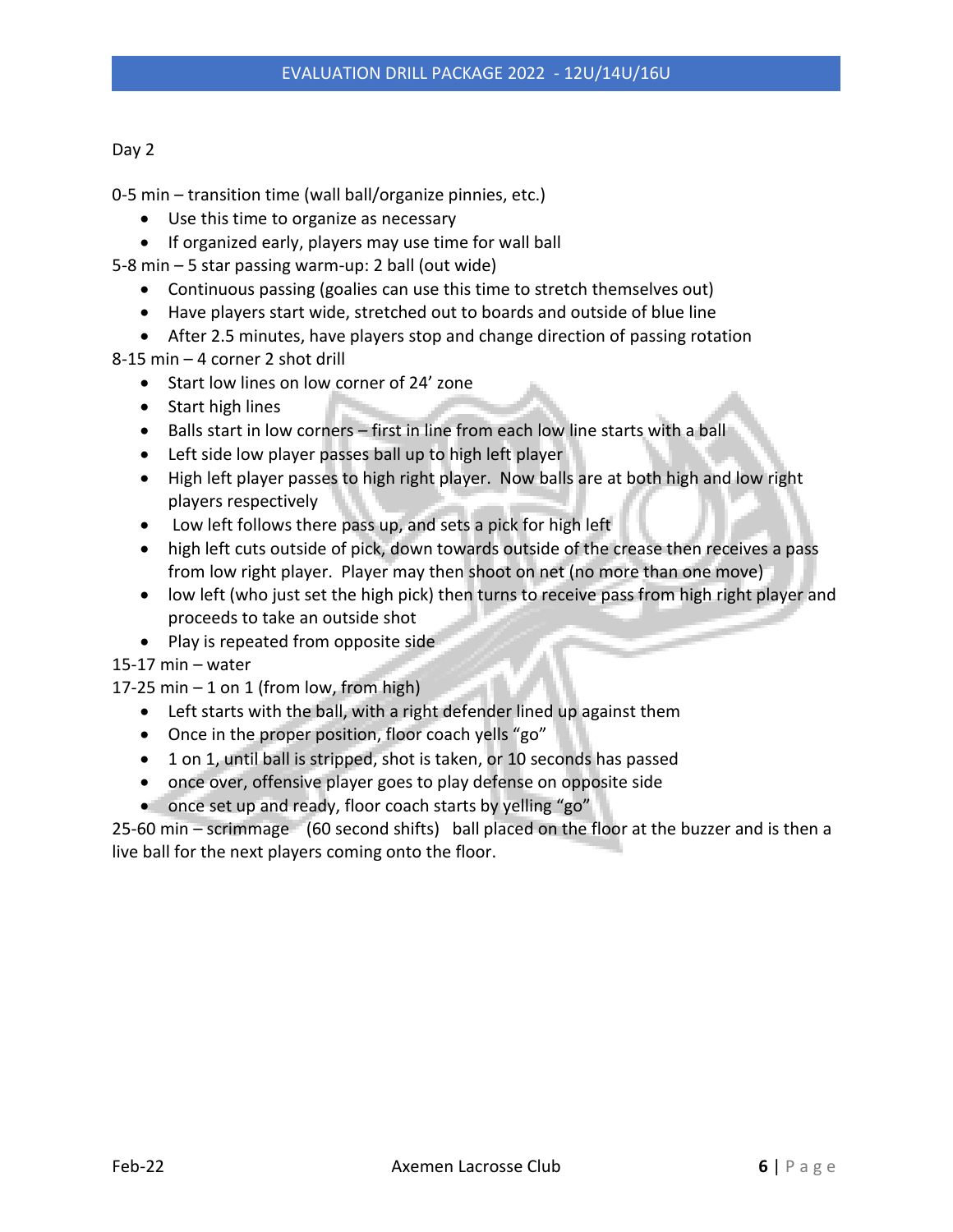Day 2

0-5 min – transition time (wall ball/organize pinnies, etc.)

- Use this time to organize as necessary
- If organized early, players may use time for wall ball

5-8 min – 5 star passing warm-up: 2 ball (out wide)

- Continuous passing (goalies can use this time to stretch themselves out)
- Have players start wide, stretched out to boards and outside of blue line
- After 2.5 minutes, have players stop and change direction of passing rotation

8-15 min – 4 corner 2 shot drill

- Start low lines on low corner of 24' zone
- Start high lines
- Balls start in low corners – first in line from each low line starts with a ball
- Left side low player passes ball up to high left player
- High left player passes to high right player. Now balls are at both high and low right players respectively
- Low left follows there pass up, and sets a pick for high left
- high left cuts outside of pick, down towards outside of the crease then receives a pass from low right player. Player may then shoot on net (no more than one move)
- low left (who just set the high pick) then turns to receive pass from high right player and proceeds to take an outside shot
- Play is repeated from opposite side

15-17 min – water

17-25 min – 1 on 1 (from low, from high)

- Left starts with the ball, with a right defender lined up against them
- Once in the proper position, floor coach yells "go"
- 1 on 1, until ball is stripped, shot is taken, or 10 seconds has passed
- once over, offensive player goes to play defense on opposite side
- once set up and ready, floor coach starts by yelling "go"

25-60 min – scrimmage (60 second shifts) ball placed on the floor at the buzzer and is then a live ball for the next players coming onto the floor.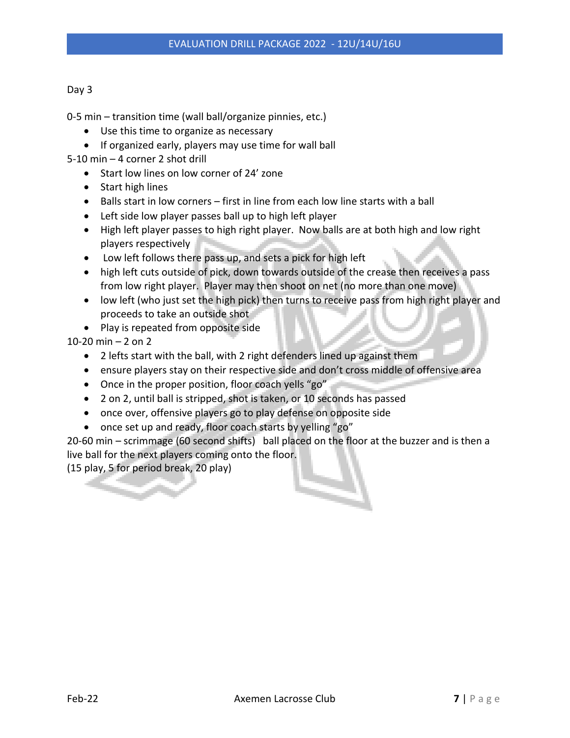Day 3

0-5 min – transition time (wall ball/organize pinnies, etc.)

- Use this time to organize as necessary
- If organized early, players may use time for wall ball

5-10 min – 4 corner 2 shot drill

- Start low lines on low corner of 24' zone
- Start high lines
- Balls start in low corners – first in line from each low line starts with a ball
- Left side low player passes ball up to high left player
- High left player passes to high right player. Now balls are at both high and low right players respectively
- Low left follows there pass up, and sets a pick for high left
- high left cuts outside of pick, down towards outside of the crease then receives a pass from low right player. Player may then shoot on net (no more than one move)
- low left (who just set the high pick) then turns to receive pass from high right player and proceeds to take an outside shot
- Play is repeated from opposite side

10-20 min – 2 on 2

- 2 lefts start with the ball, with 2 right defenders lined up against them
- ensure players stay on their respective side and don't cross middle of offensive area
- Once in the proper position, floor coach yells "go"
- 2 on 2, until ball is stripped, shot is taken, or 10 seconds has passed
- once over, offensive players go to play defense on opposite side
- once set up and ready, floor coach starts by yelling "go"

20-60 min – scrimmage (60 second shifts) ball placed on the floor at the buzzer and is then a live ball for the next players coming onto the floor.
(15 play, 5 for period break, 20 play)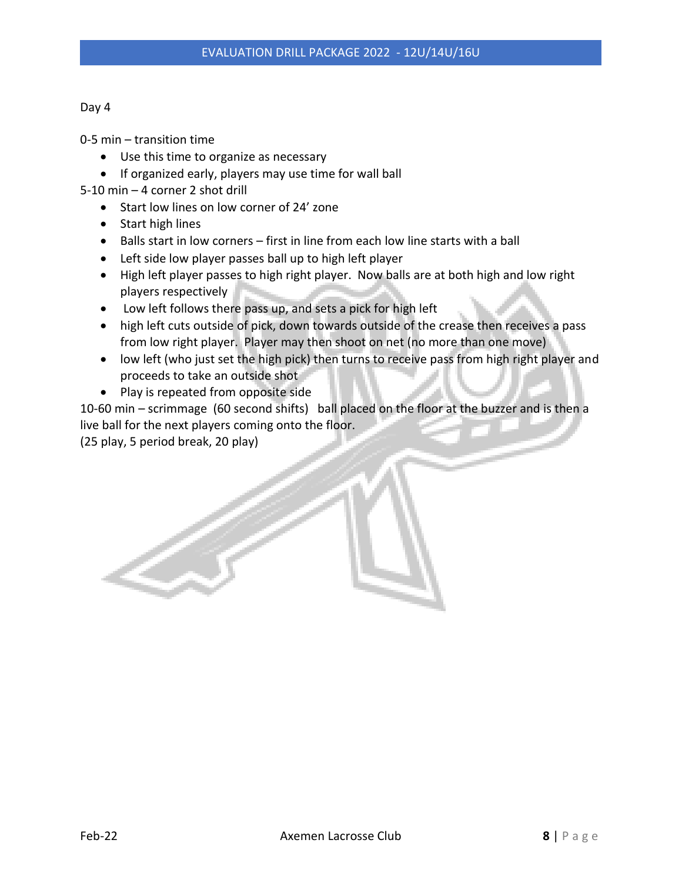Day 4

0-5 min – transition time

- Use this time to organize as necessary
- If organized early, players may use time for wall ball

5-10 min – 4 corner 2 shot drill

- Start low lines on low corner of 24' zone
- Start high lines
- Balls start in low corners – first in line from each low line starts with a ball
- Left side low player passes ball up to high left player
- High left player passes to high right player. Now balls are at both high and low right players respectively
- Low left follows there pass up, and sets a pick for high left
- high left cuts outside of pick, down towards outside of the crease then receives a pass from low right player. Player may then shoot on net (no more than one move)
- low left (who just set the high pick) then turns to receive pass from high right player and proceeds to take an outside shot
- Play is repeated from opposite side

10-60 min – scrimmage (60 second shifts) ball placed on the floor at the buzzer and is then a live ball for the next players coming onto the floor.
(25 play, 5 period break, 20 play)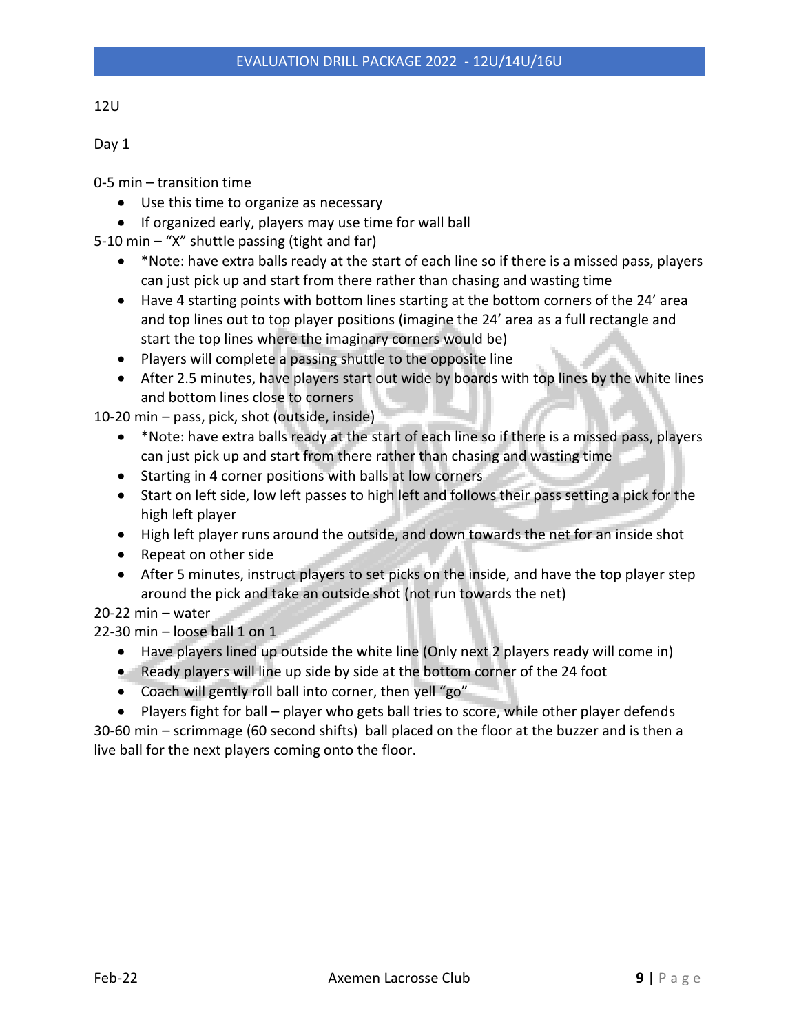12U

Day 1

0-5 min – transition time

- Use this time to organize as necessary
- If organized early, players may use time for wall ball

5-10 min – "X" shuttle passing (tight and far)

- *Note: have extra balls ready at the start of each line so if there is a missed pass, players can just pick up and start from there rather than chasing and wasting time
- Have 4 starting points with bottom lines starting at the bottom corners of the 24' area and top lines out to top player positions (imagine the 24' area as a full rectangle and start the top lines where the imaginary corners would be)
- Players will complete a passing shuttle to the opposite line
- After 2.5 minutes, have players start out wide by boards with top lines by the white lines and bottom lines close to corners

10-20 min – pass, pick, shot (outside, inside)

- *Note: have extra balls ready at the start of each line so if there is a missed pass, players can just pick up and start from there rather than chasing and wasting time
- Starting in 4 corner positions with balls at low corners
- Start on left side, low left passes to high left and follows their pass setting a pick for the high left player
- High left player runs around the outside, and down towards the net for an inside shot
- Repeat on other side
- After 5 minutes, instruct players to set picks on the inside, and have the top player step around the pick and take an outside shot (not run towards the net)

20-22 min – water

22-30 min – loose ball 1 on 1

- Have players lined up outside the white line (Only next 2 players ready will come in)
- Ready players will line up side by side at the bottom corner of the 24 foot
- Coach will gently roll ball into corner, then yell "go"
- Players fight for ball – player who gets ball tries to score, while other player defends

30-60 min – scrimmage (60 second shifts) ball placed on the floor at the buzzer and is then a live ball for the next players coming onto the floor.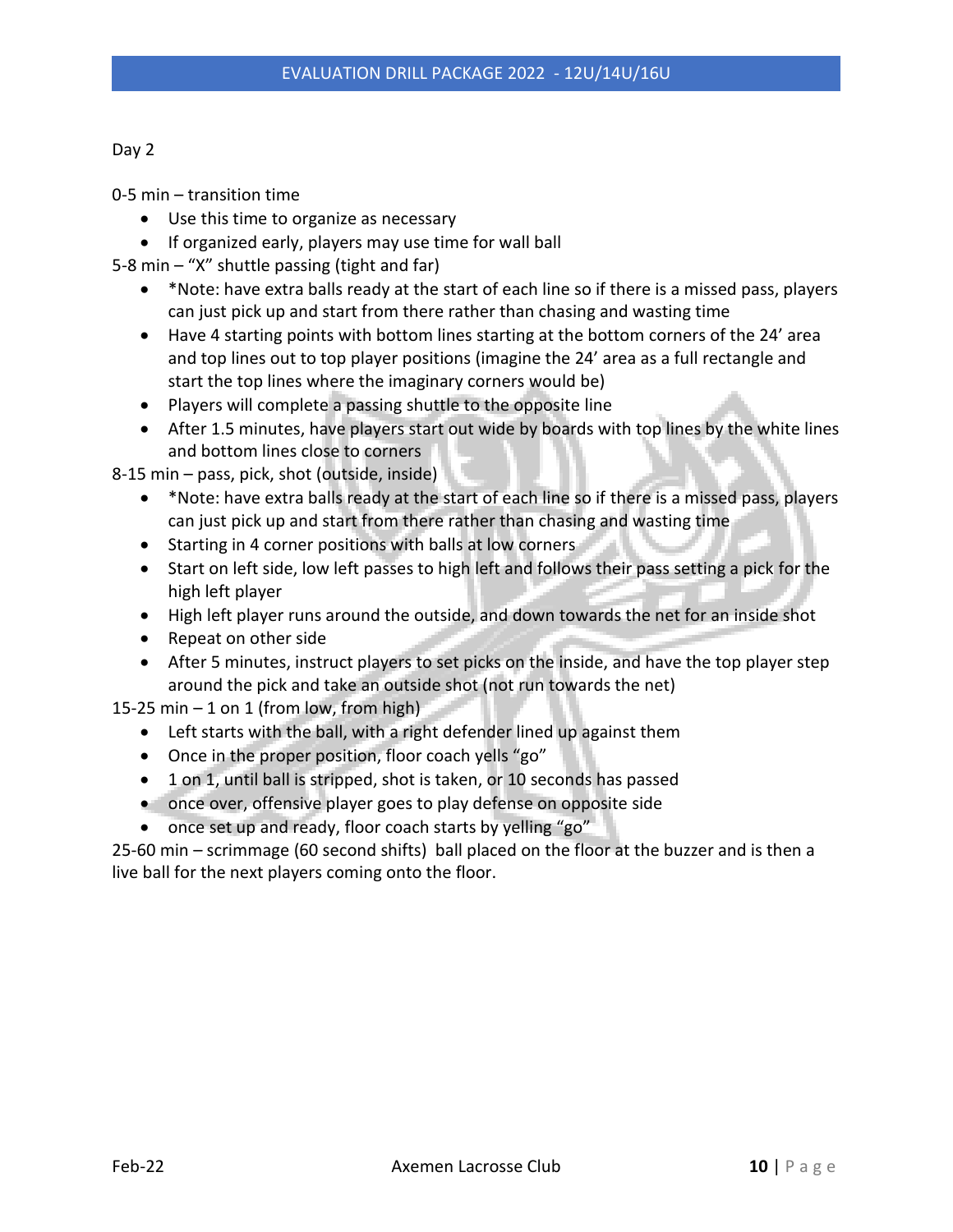Day 2

0-5 min – transition time

- Use this time to organize as necessary
- If organized early, players may use time for wall ball

5-8 min – "X" shuttle passing (tight and far)

- *Note: have extra balls ready at the start of each line so if there is a missed pass, players can just pick up and start from there rather than chasing and wasting time
- Have 4 starting points with bottom lines starting at the bottom corners of the 24' area and top lines out to top player positions (imagine the 24' area as a full rectangle and start the top lines where the imaginary corners would be)
- Players will complete a passing shuttle to the opposite line
- After 1.5 minutes, have players start out wide by boards with top lines by the white lines and bottom lines close to corners

8-15 min – pass, pick, shot (outside, inside)

- *Note: have extra balls ready at the start of each line so if there is a missed pass, players can just pick up and start from there rather than chasing and wasting time
- Starting in 4 corner positions with balls at low corners
- Start on left side, low left passes to high left and follows their pass setting a pick for the high left player
- High left player runs around the outside, and down towards the net for an inside shot
- Repeat on other side
- After 5 minutes, instruct players to set picks on the inside, and have the top player step around the pick and take an outside shot (not run towards the net)

15-25 min – 1 on 1 (from low, from high)

- Left starts with the ball, with a right defender lined up against them
- Once in the proper position, floor coach yells "go"
- 1 on 1, until ball is stripped, shot is taken, or 10 seconds has passed
- once over, offensive player goes to play defense on opposite side
- once set up and ready, floor coach starts by yelling "go"

25-60 min – scrimmage (60 second shifts) ball placed on the floor at the buzzer and is then a live ball for the next players coming onto the floor.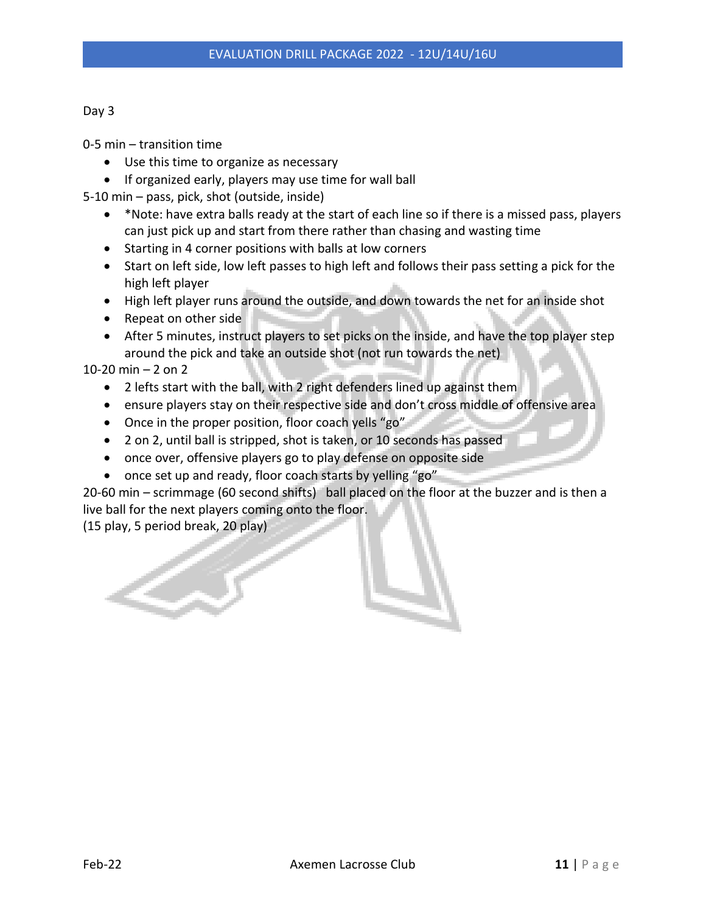Day 3

0-5 min – transition time

- Use this time to organize as necessary
- If organized early, players may use time for wall ball

5-10 min – pass, pick, shot (outside, inside)

- *Note: have extra balls ready at the start of each line so if there is a missed pass, players can just pick up and start from there rather than chasing and wasting time
- Starting in 4 corner positions with balls at low corners
- Start on left side, low left passes to high left and follows their pass setting a pick for the high left player
- High left player runs around the outside, and down towards the net for an inside shot
- Repeat on other side
- After 5 minutes, instruct players to set picks on the inside, and have the top player step around the pick and take an outside shot (not run towards the net)

10-20 min – 2 on 2

- 2 lefts start with the ball, with 2 right defenders lined up against them
- ensure players stay on their respective side and don't cross middle of offensive area
- Once in the proper position, floor coach yells "go"
- 2 on 2, until ball is stripped, shot is taken, or 10 seconds has passed
- once over, offensive players go to play defense on opposite side
- once set up and ready, floor coach starts by yelling "go"

20-60 min – scrimmage (60 second shifts)  ball placed on the floor at the buzzer and is then a live ball for the next players coming onto the floor.
(15 play, 5 period break, 20 play)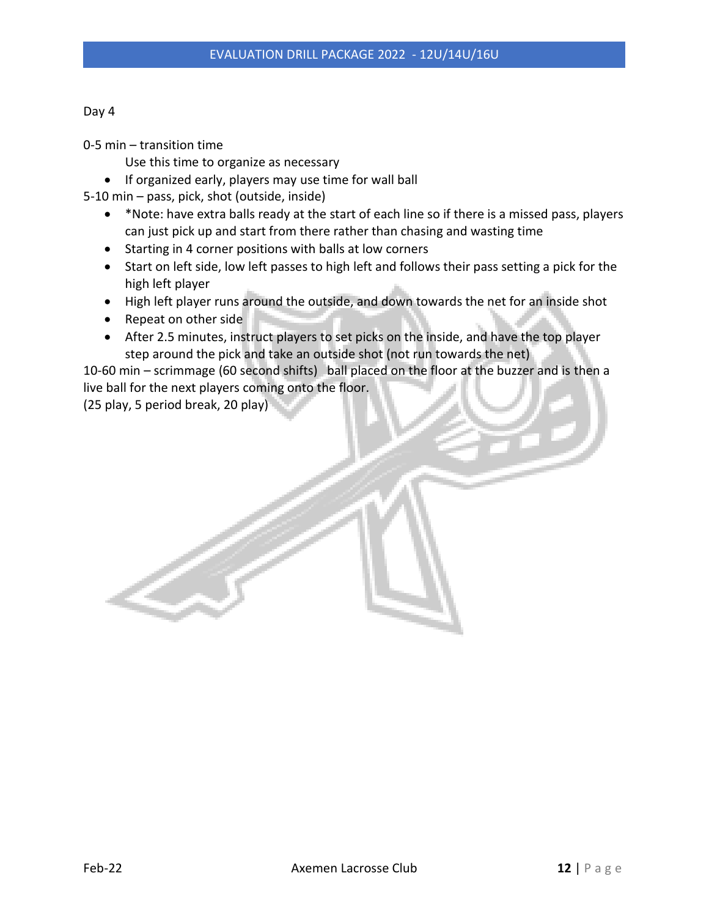Day 4

0-5 min – transition time

Use this time to organize as necessary

- If organized early, players may use time for wall ball

5-10 min – pass, pick, shot (outside, inside)

- *Note: have extra balls ready at the start of each line so if there is a missed pass, players can just pick up and start from there rather than chasing and wasting time
- Starting in 4 corner positions with balls at low corners
- Start on left side, low left passes to high left and follows their pass setting a pick for the high left player
- High left player runs around the outside, and down towards the net for an inside shot
- Repeat on other side
- After 2.5 minutes, instruct players to set picks on the inside, and have the top player step around the pick and take an outside shot (not run towards the net)

10-60 min – scrimmage (60 second shifts) ball placed on the floor at the buzzer and is then a live ball for the next players coming onto the floor.

(25 play, 5 period break, 20 play)